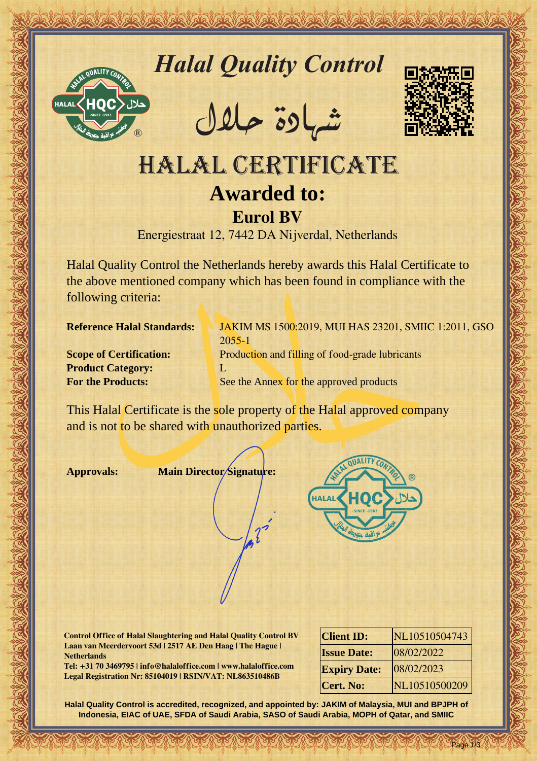# Halal Quality Control

شهادة حلال

# HALAL CERTIFICATE

## Awarded to:

## Eurol BV

Energiestraat 12, 7442 DA Nijverdal, Netherlands

Halal Quality Control the Netherlands hereby awards this Halal Certificate to the above mentioned company which has been found in compliance with the following criteria:

**Reference Halal Standards:** JAKIM MS 1500:2019, MUI HAS 23201, SMIIC 1:2011, GSO 2055-1

**Scope of Certification:** Production and filling of food-grade lubricants

**Product Category:** L

**For the Products:** See the Annex for the approved products

This Halal Certificate is the sole property of the Halal approved company and is not to be shared with unauthorized parties.

**Approvals:** **Main Director Signature:**

**Control Office of Halal Slaughtering and Halal Quality Control BV**
**Laan van Meerdervoort 53d | 2517 AE Den Haag | The Hague | Netherlands**
**Tel: +31 70 3469795 | info@halaloffice.com | www.halaloffice.com**
**Legal Registration Nr: 85104019 | RSIN/VAT: NL863510486B**

| | |
|---|---|
| **Client ID:** | NL10510504743 |
| **Issue Date:** | 08/02/2022 |
| **Expiry Date:** | 08/02/2023 |
| **Cert. No:** | NL10510500209 |

**Halal Quality Control is accredited, recognized, and appointed by: JAKIM of Malaysia, MUI and BPJPH of Indonesia, EIAC of UAE, SFDA of Saudi Arabia, SASO of Saudi Arabia, MOPH of Qatar, and SMIIC**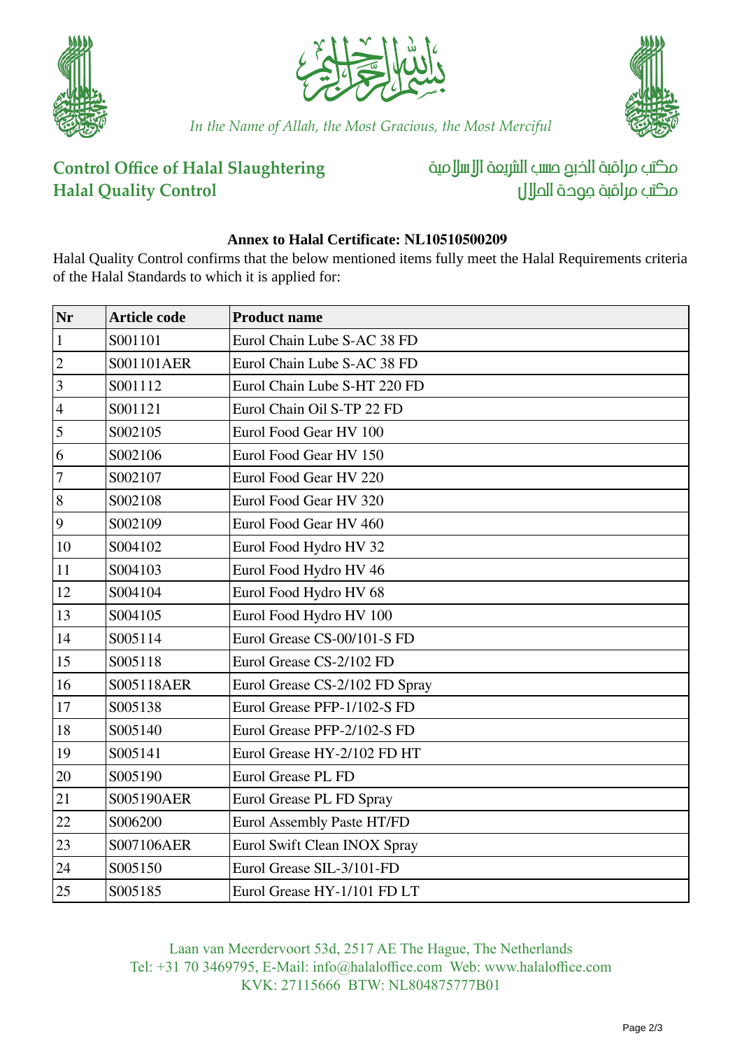بسم الله الرحمن الرحيم

*In the Name of Allah, the Most Gracious, the Most Merciful*

**Control Office of Halal Slaughtering**
**Halal Quality Control**

مكتب مراقبة الذبح حسب الشريعة الإسلامية
مكتب مراقبة جودة الحلال

### Annex to Halal Certificate: NL10510500209

Halal Quality Control confirms that the below mentioned items fully meet the Halal Requirements criteria of the Halal Standards to which it is applied for:

| Nr | Article code | Product name |
|---|---|---|
| 1 | S001101 | Eurol Chain Lube S-AC 38 FD |
| 2 | S001101AER | Eurol Chain Lube S-AC 38 FD |
| 3 | S001112 | Eurol Chain Lube S-HT 220 FD |
| 4 | S001121 | Eurol Chain Oil S-TP 22 FD |
| 5 | S002105 | Eurol Food Gear HV 100 |
| 6 | S002106 | Eurol Food Gear HV 150 |
| 7 | S002107 | Eurol Food Gear HV 220 |
| 8 | S002108 | Eurol Food Gear HV 320 |
| 9 | S002109 | Eurol Food Gear HV 460 |
| 10 | S004102 | Eurol Food Hydro HV 32 |
| 11 | S004103 | Eurol Food Hydro HV 46 |
| 12 | S004104 | Eurol Food Hydro HV 68 |
| 13 | S004105 | Eurol Food Hydro HV 100 |
| 14 | S005114 | Eurol Grease CS-00/101-S FD |
| 15 | S005118 | Eurol Grease CS-2/102 FD |
| 16 | S005118AER | Eurol Grease CS-2/102 FD Spray |
| 17 | S005138 | Eurol Grease PFP-1/102-S FD |
| 18 | S005140 | Eurol Grease PFP-2/102-S FD |
| 19 | S005141 | Eurol Grease HY-2/102 FD HT |
| 20 | S005190 | Eurol Grease PL FD |
| 21 | S005190AER | Eurol Grease PL FD Spray |
| 22 | S006200 | Eurol Assembly Paste HT/FD |
| 23 | S007106AER | Eurol Swift Clean INOX Spray |
| 24 | S005150 | Eurol Grease SIL-3/101-FD |
| 25 | S005185 | Eurol Grease HY-1/101 FD LT |

Laan van Meerdervoort 53d, 2517 AE The Hague, The Netherlands
Tel: +31 70 3469795, E-Mail: info@halaloffice.com Web: www.halaloffice.com
KVK: 27115666 BTW: NL804875777B01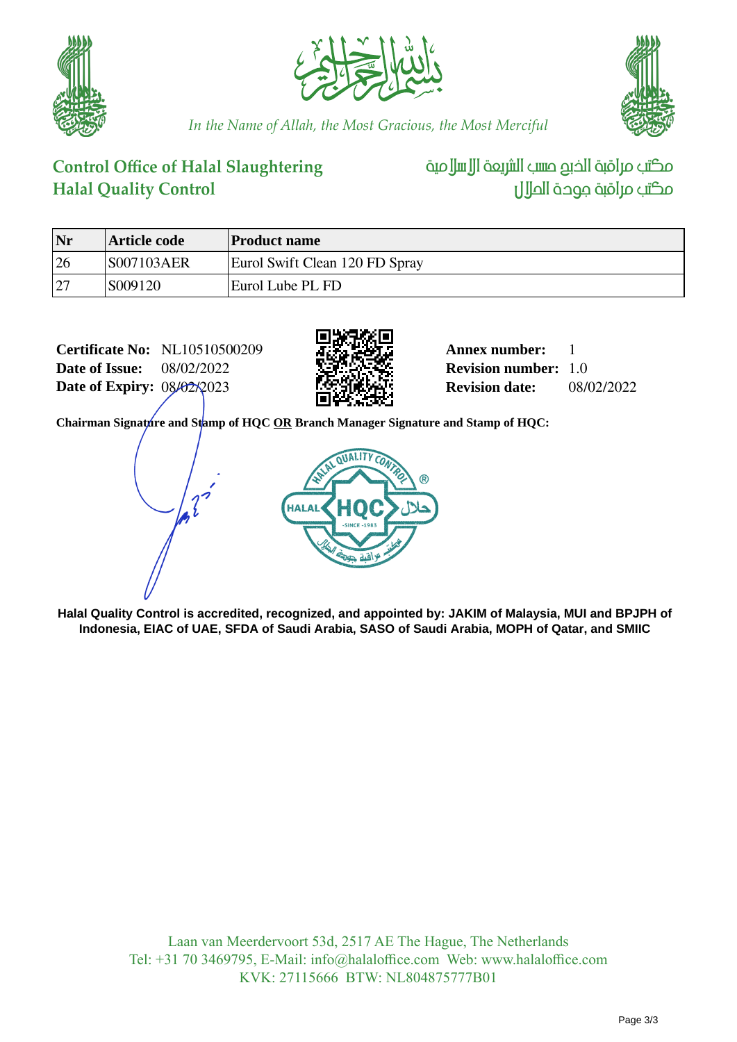*In the Name of Allah, the Most Gracious, the Most Merciful*

## Control Office of Halal Slaughtering
## Halal Quality Control

مكتب مراقبة الذبح حسب الشريعة الإسلامية
مكتب مراقبة جودة الحلال

| Nr | Article code | Product name |
|---|---|---|
| 26 | S007103AER | Eurol Swift Clean 120 FD Spray |
| 27 | S009120 | Eurol Lube PL FD |

**Certificate No:** NL10510500209
**Date of Issue:** 08/02/2022
**Date of Expiry:** 08/02/2023

**Annex number:** 1
**Revision number:** 1.0
**Revision date:** 08/02/2022

**Chairman Signature and Stamp of HQC OR Branch Manager Signature and Stamp of HQC:**

HALAL QUALITY CONTROL ® HALAL HQC -SINCE -1983 حلال مكتب مراقبة جودة الحلال

**Halal Quality Control is accredited, recognized, and appointed by: JAKIM of Malaysia, MUI and BPJPH of Indonesia, EIAC of UAE, SFDA of Saudi Arabia, SASO of Saudi Arabia, MOPH of Qatar, and SMIIC**

Laan van Meerdervoort 53d, 2517 AE The Hague, The Netherlands
Tel: +31 70 3469795, E-Mail: info@halaloffice.com Web: www.halaloffice.com
KVK: 27115666 BTW: NL804875777B01